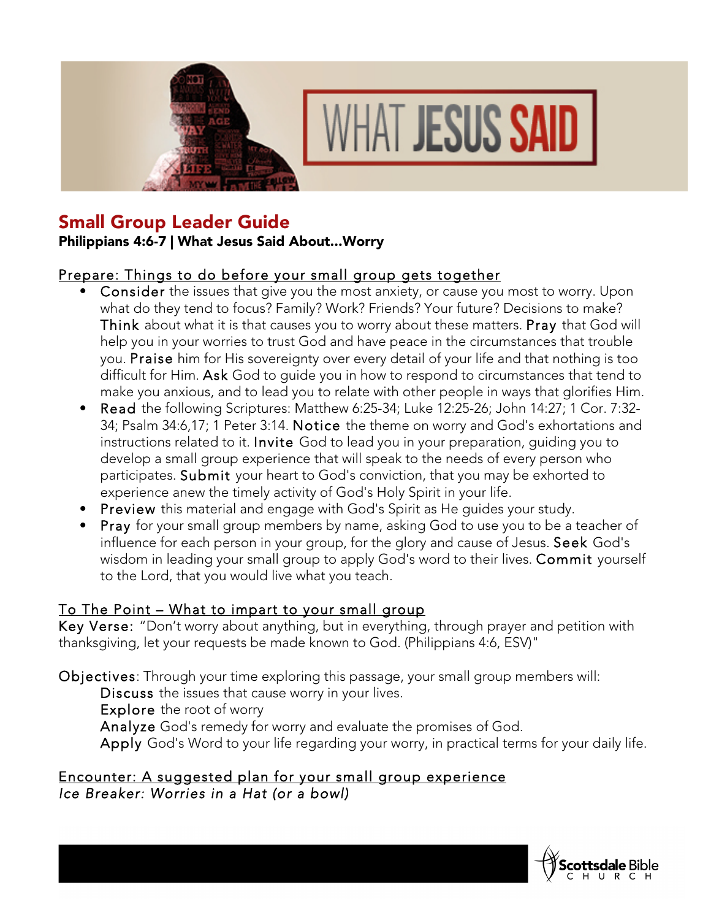# Small Group Leader Guide

**Philippians 4:6-7 | What Jesus Said About…Worry**

## Prepare: Things to do before your small group gets together

- Consider the issues that give you the most anxiety, or cause you most to worry. Upon what do they tend to focus? Family? Work? Friends? Your future? Decisions to make? Think about what it is that causes you to worry about these matters. Pray that God will help you in your worries to trust God and have peace in the circumstances that trouble you. Praise him for His sovereignty over every detail of your life and that nothing is too difficult for Him. Ask God to guide you in how to respond to circumstances that tend to make you anxious, and to lead you to relate with other people in ways that glorifies Him.
- Read the following Scriptures: Matthew 6:25-34; Luke 12:25-26; John 14:27; 1 Cor. 7:32-34; Psalm 34:6,17; 1 Peter 3:14. Notice the theme on worry and God's exhortations and instructions related to it. Invite God to lead you in your preparation, guiding you to develop a small group experience that will speak to the needs of every person who participates. Submit your heart to God's conviction, that you may be exhorted to experience anew the timely activity of God's Holy Spirit in your life.
- Preview this material and engage with God's Spirit as He guides your study.
- Pray for your small group members by name, asking God to use you to be a teacher of influence for each person in your group, for the glory and cause of Jesus. Seek God's wisdom in leading your small group to apply God's word to their lives. Commit yourself to the Lord, that you would live what you teach.

## To The Point – What to impart to your small group

Key Verse: "Don't worry about anything, but in everything, through prayer and petition with thanksgiving, let your requests be made known to God. (Philippians 4:6, ESV)"

Objectives: Through your time exploring this passage, your small group members will:

Discuss the issues that cause worry in your lives.
Explore the root of worry
Analyze God's remedy for worry and evaluate the promises of God.
Apply God's Word to your life regarding your worry, in practical terms for your daily life.

## Encounter: A suggested plan for your small group experience

*Ice Breaker: Worries in a Hat (or a bowl)*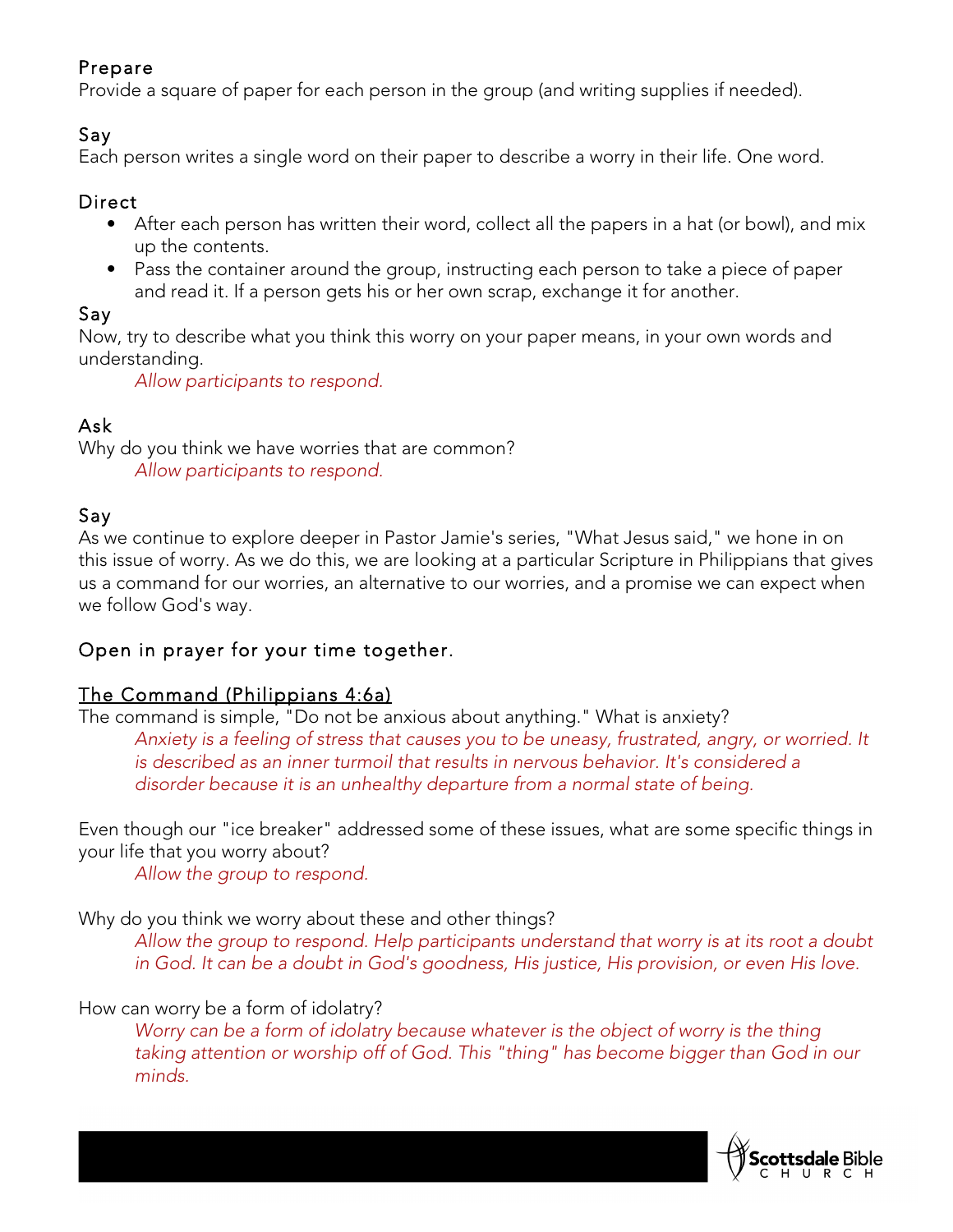Prepare

Provide a square of paper for each person in the group (and writing supplies if needed).

Say

Each person writes a single word on their paper to describe a worry in their life. One word.

Direct

- After each person has written their word, collect all the papers in a hat (or bowl), and mix up the contents.
- Pass the container around the group, instructing each person to take a piece of paper and read it. If a person gets his or her own scrap, exchange it for another.

Say

Now, try to describe what you think this worry on your paper means, in your own words and understanding.

*Allow participants to respond.*

Ask

Why do you think we have worries that are common?

*Allow participants to respond.*

Say

As we continue to explore deeper in Pastor Jamie's series, "What Jesus said," we hone in on this issue of worry. As we do this, we are looking at a particular Scripture in Philippians that gives us a command for our worries, an alternative to our worries, and a promise we can expect when we follow God's way.

Open in prayer for your time together.

<u>The Command (Philippians 4:6a)</u>

The command is simple, "Do not be anxious about anything." What is anxiety?

*Anxiety is a feeling of stress that causes you to be uneasy, frustrated, angry, or worried. It is described as an inner turmoil that results in nervous behavior. It's considered a disorder because it is an unhealthy departure from a normal state of being.*

Even though our "ice breaker" addressed some of these issues, what are some specific things in your life that you worry about?

*Allow the group to respond.*

Why do you think we worry about these and other things?

*Allow the group to respond. Help participants understand that worry is at its root a doubt in God. It can be a doubt in God's goodness, His justice, His provision, or even His love.*

How can worry be a form of idolatry?

*Worry can be a form of idolatry because whatever is the object of worry is the thing taking attention or worship off of God. This "thing" has become bigger than God in our minds.*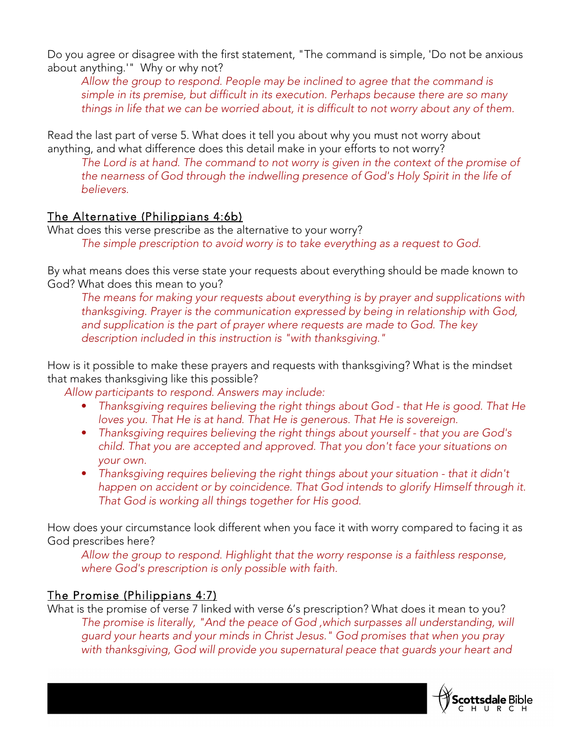Do you agree or disagree with the first statement, "The command is simple, 'Do not be anxious about anything.'" Why or why not?

*Allow the group to respond. People may be inclined to agree that the command is simple in its premise, but difficult in its execution. Perhaps because there are so many things in life that we can be worried about, it is difficult to not worry about any of them.*

Read the last part of verse 5. What does it tell you about why you must not worry about anything, and what difference does this detail make in your efforts to not worry?

*The Lord is at hand. The command to not worry is given in the context of the promise of the nearness of God through the indwelling presence of God's Holy Spirit in the life of believers.*

## The Alternative (Philippians 4:6b)

What does this verse prescribe as the alternative to your worry?

*The simple prescription to avoid worry is to take everything as a request to God.*

By what means does this verse state your requests about everything should be made known to God? What does this mean to you?

*The means for making your requests about everything is by prayer and supplications with thanksgiving. Prayer is the communication expressed by being in relationship with God, and supplication is the part of prayer where requests are made to God. The key description included in this instruction is "with thanksgiving."*

How is it possible to make these prayers and requests with thanksgiving? What is the mindset that makes thanksgiving like this possible?

*Allow participants to respond. Answers may include:*

- *Thanksgiving requires believing the right things about God - that He is good. That He loves you. That He is at hand. That He is generous. That He is sovereign.*
- *Thanksgiving requires believing the right things about yourself - that you are God's child. That you are accepted and approved. That you don't face your situations on your own.*
- *Thanksgiving requires believing the right things about your situation - that it didn't happen on accident or by coincidence. That God intends to glorify Himself through it. That God is working all things together for His good.*

How does your circumstance look different when you face it with worry compared to facing it as God prescribes here?

*Allow the group to respond. Highlight that the worry response is a faithless response, where God's prescription is only possible with faith.*

## The Promise (Philippians 4:7)

What is the promise of verse 7 linked with verse 6's prescription? What does it mean to you?

*The promise is literally, "And the peace of God ,which surpasses all understanding, will guard your hearts and your minds in Christ Jesus." God promises that when you pray with thanksgiving, God will provide you supernatural peace that guards your heart and*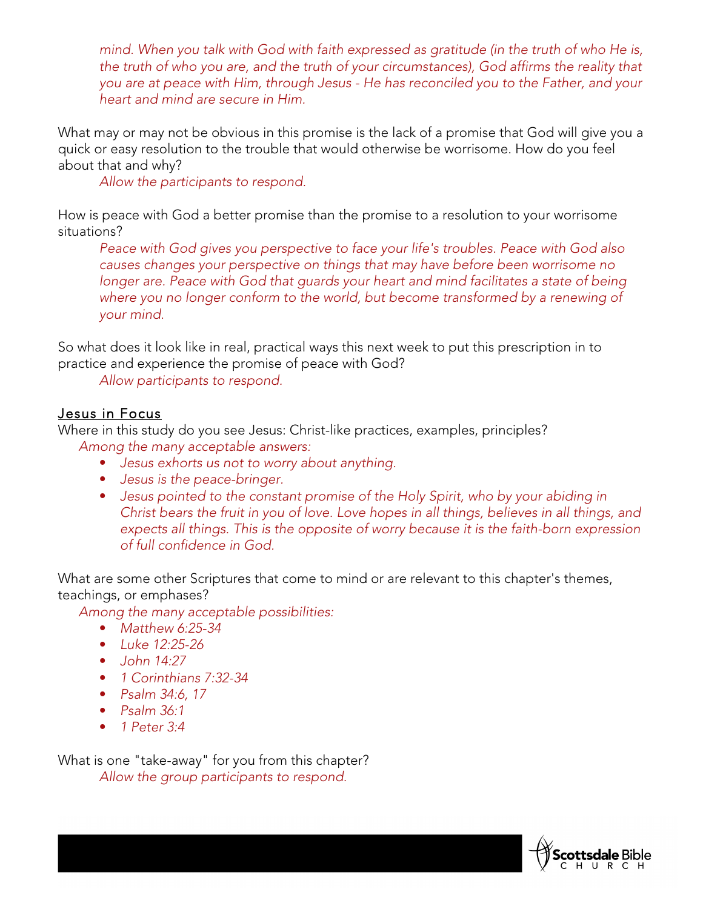*mind. When you talk with God with faith expressed as gratitude (in the truth of who He is, the truth of who you are, and the truth of your circumstances), God affirms the reality that you are at peace with Him, through Jesus - He has reconciled you to the Father, and your heart and mind are secure in Him.*

What may or may not be obvious in this promise is the lack of a promise that God will give you a quick or easy resolution to the trouble that would otherwise be worrisome. How do you feel about that and why?

*Allow the participants to respond.*

How is peace with God a better promise than the promise to a resolution to your worrisome situations?

*Peace with God gives you perspective to face your life's troubles. Peace with God also causes changes your perspective on things that may have before been worrisome no longer are. Peace with God that guards your heart and mind facilitates a state of being where you no longer conform to the world, but become transformed by a renewing of your mind.*

So what does it look like in real, practical ways this next week to put this prescription in to practice and experience the promise of peace with God?

*Allow participants to respond.*

## Jesus in Focus

Where in this study do you see Jesus: Christ-like practices, examples, principles?

*Among the many acceptable answers:*

- *Jesus exhorts us not to worry about anything.*
- *Jesus is the peace-bringer.*
- *Jesus pointed to the constant promise of the Holy Spirit, who by your abiding in Christ bears the fruit in you of love. Love hopes in all things, believes in all things, and expects all things. This is the opposite of worry because it is the faith-born expression of full confidence in God.*

What are some other Scriptures that come to mind or are relevant to this chapter's themes, teachings, or emphases?

*Among the many acceptable possibilities:*

- *Matthew 6:25-34*
- *Luke 12:25-26*
- *John 14:27*
- *1 Corinthians 7:32-34*
- *Psalm 34:6, 17*
- *Psalm 36:1*
- *1 Peter 3:4*

What is one "take-away" for you from this chapter?

*Allow the group participants to respond.*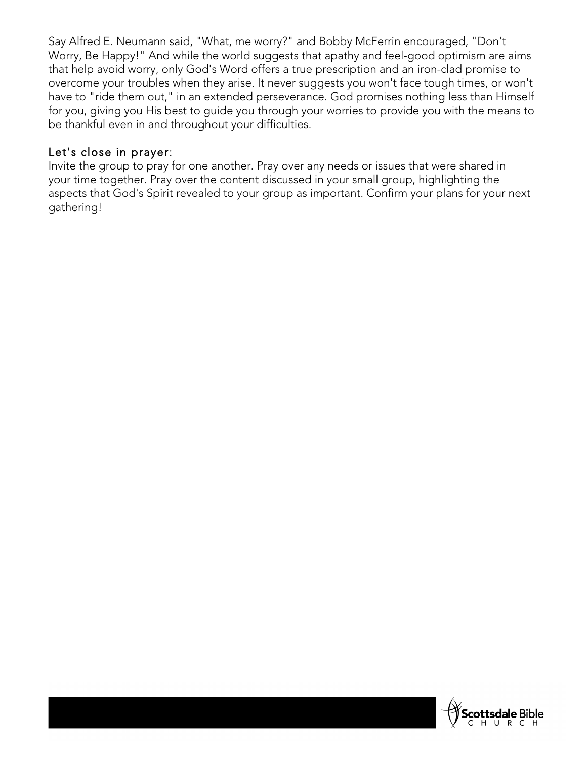Say Alfred E. Neumann said, "What, me worry?" and Bobby McFerrin encouraged, "Don't Worry, Be Happy!" And while the world suggests that apathy and feel-good optimism are aims that help avoid worry, only God's Word offers a true prescription and an iron-clad promise to overcome your troubles when they arise. It never suggests you won't face tough times, or won't have to "ride them out," in an extended perseverance. God promises nothing less than Himself for you, giving you His best to guide you through your worries to provide you with the means to be thankful even in and throughout your difficulties.

### Let's close in prayer:

Invite the group to pray for one another. Pray over any needs or issues that were shared in your time together. Pray over the content discussed in your small group, highlighting the aspects that God's Spirit revealed to your group as important. Confirm your plans for your next gathering!